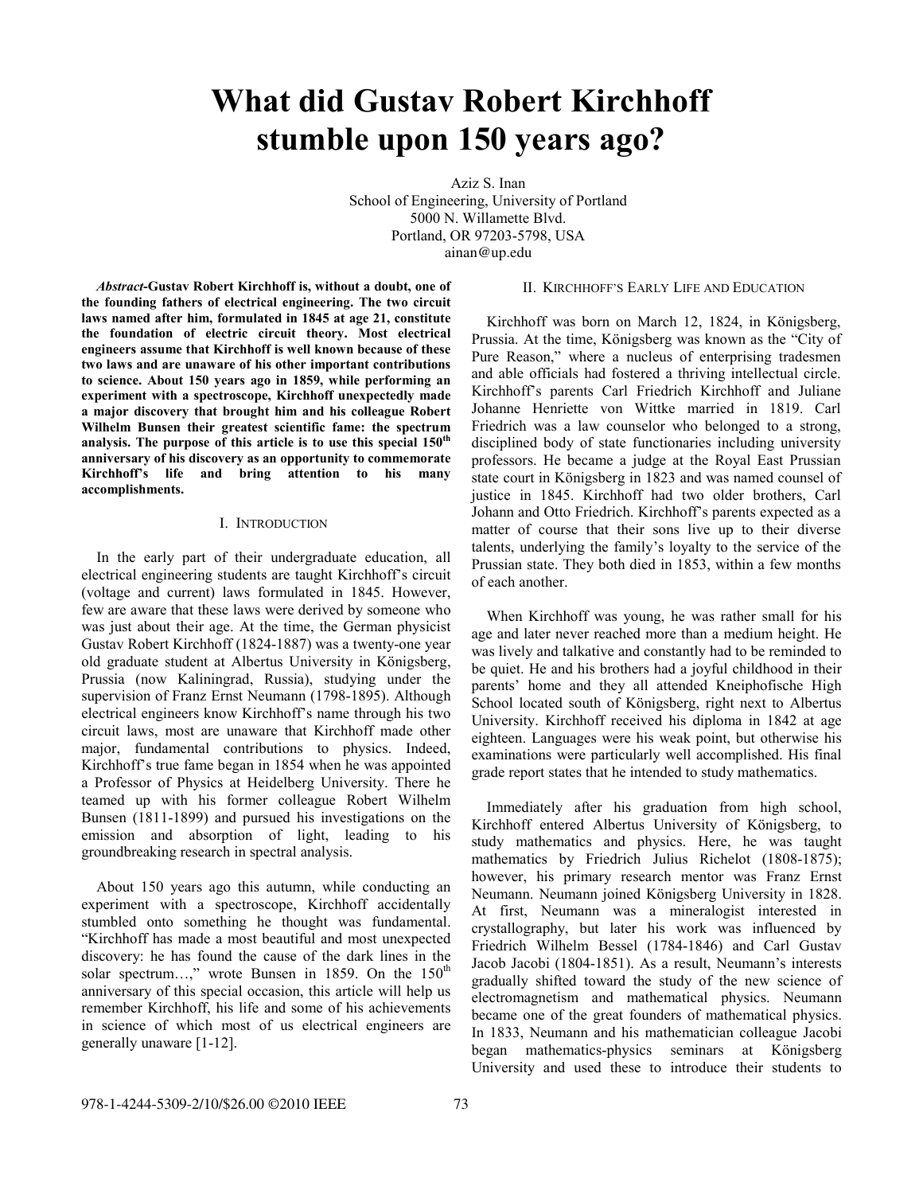# What did Gustav Robert Kirchhoff stumble upon 150 years ago?

Aziz S. Inan
School of Engineering, University of Portland
5000 N. Willamette Blvd.
Portland, OR 97203-5798, USA
ainan@up.edu

***Abstract*-Gustav Robert Kirchhoff is, without a doubt, one of the founding fathers of electrical engineering. The two circuit laws named after him, formulated in 1845 at age 21, constitute the foundation of electric circuit theory. Most electrical engineers assume that Kirchhoff is well known because of these two laws and are unaware of his other important contributions to science. About 150 years ago in 1859, while performing an experiment with a spectroscope, Kirchhoff unexpectedly made a major discovery that brought him and his colleague Robert Wilhelm Bunsen their greatest scientific fame: the spectrum analysis. The purpose of this article is to use this special 150th anniversary of his discovery as an opportunity to commemorate Kirchhoff's life and bring attention to his many accomplishments.**

## I. Introduction

In the early part of their undergraduate education, all electrical engineering students are taught Kirchhoff's circuit (voltage and current) laws formulated in 1845. However, few are aware that these laws were derived by someone who was just about their age. At the time, the German physicist Gustav Robert Kirchhoff (1824-1887) was a twenty-one year old graduate student at Albertus University in Königsberg, Prussia (now Kaliningrad, Russia), studying under the supervision of Franz Ernst Neumann (1798-1895). Although electrical engineers know Kirchhoff's name through his two circuit laws, most are unaware that Kirchhoff made other major, fundamental contributions to physics. Indeed, Kirchhoff's true fame began in 1854 when he was appointed a Professor of Physics at Heidelberg University. There he teamed up with his former colleague Robert Wilhelm Bunsen (1811-1899) and pursued his investigations on the emission and absorption of light, leading to his groundbreaking research in spectral analysis.

About 150 years ago this autumn, while conducting an experiment with a spectroscope, Kirchhoff accidentally stumbled onto something he thought was fundamental. "Kirchhoff has made a most beautiful and most unexpected discovery: he has found the cause of the dark lines in the solar spectrum…," wrote Bunsen in 1859. On the 150th anniversary of this special occasion, this article will help us remember Kirchhoff, his life and some of his achievements in science of which most of us electrical engineers are generally unaware [1-12].

## II. Kirchhoff's Early Life and Education

Kirchhoff was born on March 12, 1824, in Königsberg, Prussia. At the time, Königsberg was known as the "City of Pure Reason," where a nucleus of enterprising tradesmen and able officials had fostered a thriving intellectual circle. Kirchhoff's parents Carl Friedrich Kirchhoff and Juliane Johanne Henriette von Wittke married in 1819. Carl Friedrich was a law counselor who belonged to a strong, disciplined body of state functionaries including university professors. He became a judge at the Royal East Prussian state court in Königsberg in 1823 and was named counsel of justice in 1845. Kirchhoff had two older brothers, Carl Johann and Otto Friedrich. Kirchhoff's parents expected as a matter of course that their sons live up to their diverse talents, underlying the family's loyalty to the service of the Prussian state. They both died in 1853, within a few months of each another.

When Kirchhoff was young, he was rather small for his age and later never reached more than a medium height. He was lively and talkative and constantly had to be reminded to be quiet. He and his brothers had a joyful childhood in their parents' home and they all attended Kneiphofische High School located south of Königsberg, right next to Albertus University. Kirchhoff received his diploma in 1842 at age eighteen. Languages were his weak point, but otherwise his examinations were particularly well accomplished. His final grade report states that he intended to study mathematics.

Immediately after his graduation from high school, Kirchhoff entered Albertus University of Königsberg, to study mathematics and physics. Here, he was taught mathematics by Friedrich Julius Richelot (1808-1875); however, his primary research mentor was Franz Ernst Neumann. Neumann joined Königsberg University in 1828. At first, Neumann was a mineralogist interested in crystallography, but later his work was influenced by Friedrich Wilhelm Bessel (1784-1846) and Carl Gustav Jacob Jacobi (1804-1851). As a result, Neumann's interests gradually shifted toward the study of the new science of electromagnetism and mathematical physics. Neumann became one of the great founders of mathematical physics. In 1833, Neumann and his mathematician colleague Jacobi began mathematics-physics seminars at Königsberg University and used these to introduce their students to

978-1-4244-5309-2/10/$26.00 ©2010 IEEE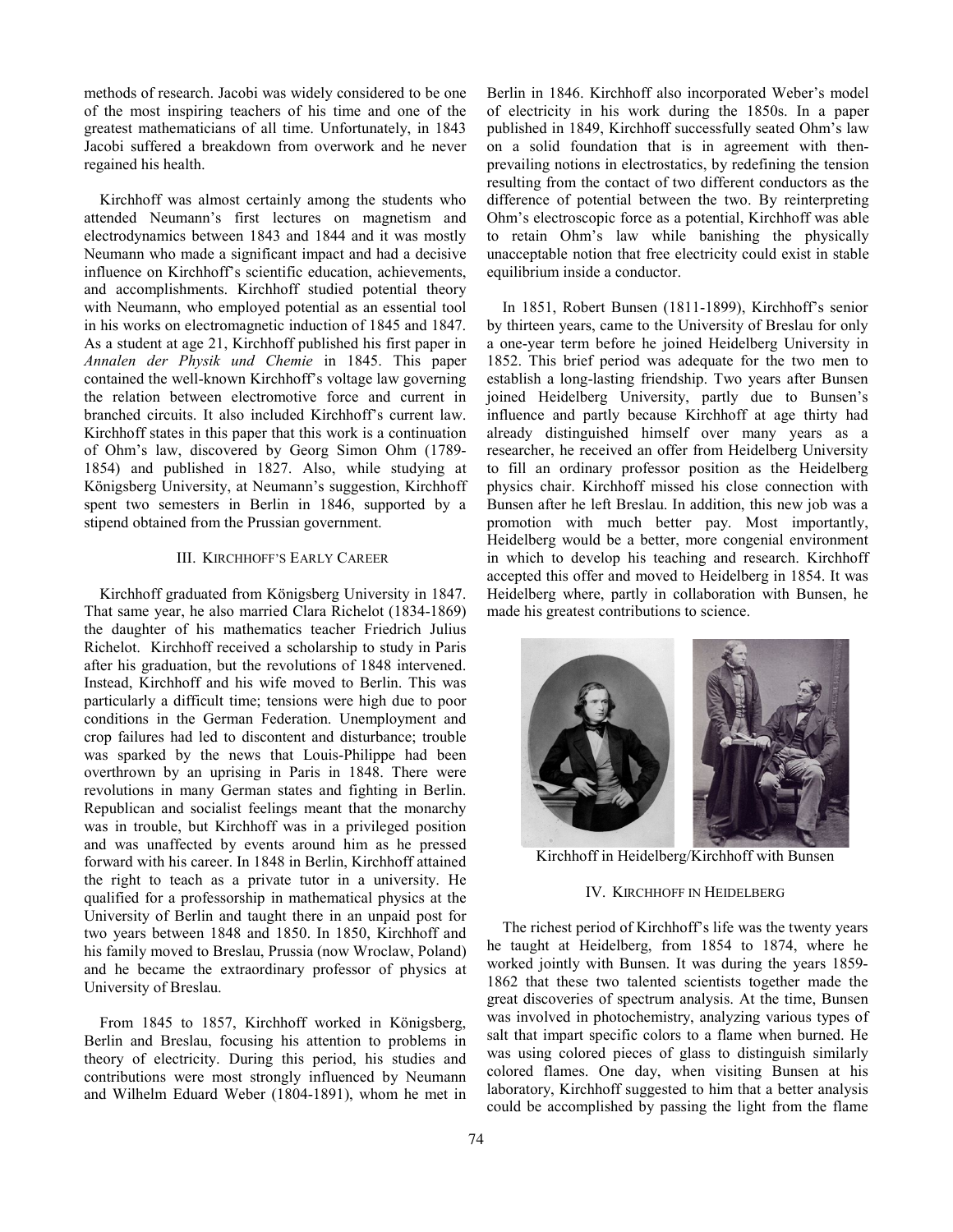methods of research. Jacobi was widely considered to be one of the most inspiring teachers of his time and one of the greatest mathematicians of all time. Unfortunately, in 1843 Jacobi suffered a breakdown from overwork and he never regained his health.

Kirchhoff was almost certainly among the students who attended Neumann's first lectures on magnetism and electrodynamics between 1843 and 1844 and it was mostly Neumann who made a significant impact and had a decisive influence on Kirchhoff's scientific education, achievements, and accomplishments. Kirchhoff studied potential theory with Neumann, who employed potential as an essential tool in his works on electromagnetic induction of 1845 and 1847. As a student at age 21, Kirchhoff published his first paper in *Annalen der Physik und Chemie* in 1845. This paper contained the well-known Kirchhoff's voltage law governing the relation between electromotive force and current in branched circuits. It also included Kirchhoff's current law. Kirchhoff states in this paper that this work is a continuation of Ohm's law, discovered by Georg Simon Ohm (1789-1854) and published in 1827. Also, while studying at Königsberg University, at Neumann's suggestion, Kirchhoff spent two semesters in Berlin in 1846, supported by a stipend obtained from the Prussian government.

## III. Kirchhoff's Early Career

Kirchhoff graduated from Königsberg University in 1847. That same year, he also married Clara Richelot (1834-1869) the daughter of his mathematics teacher Friedrich Julius Richelot. Kirchhoff received a scholarship to study in Paris after his graduation, but the revolutions of 1848 intervened. Instead, Kirchhoff and his wife moved to Berlin. This was particularly a difficult time; tensions were high due to poor conditions in the German Federation. Unemployment and crop failures had led to discontent and disturbance; trouble was sparked by the news that Louis-Philippe had been overthrown by an uprising in Paris in 1848. There were revolutions in many German states and fighting in Berlin. Republican and socialist feelings meant that the monarchy was in trouble, but Kirchhoff was in a privileged position and was unaffected by events around him as he pressed forward with his career. In 1848 in Berlin, Kirchhoff attained the right to teach as a private tutor in a university. He qualified for a professorship in mathematical physics at the University of Berlin and taught there in an unpaid post for two years between 1848 and 1850. In 1850, Kirchhoff and his family moved to Breslau, Prussia (now Wroclaw, Poland) and he became the extraordinary professor of physics at University of Breslau.

From 1845 to 1857, Kirchhoff worked in Königsberg, Berlin and Breslau, focusing his attention to problems in theory of electricity. During this period, his studies and contributions were most strongly influenced by Neumann and Wilhelm Eduard Weber (1804-1891), whom he met in Berlin in 1846. Kirchhoff also incorporated Weber's model of electricity in his work during the 1850s. In a paper published in 1849, Kirchhoff successfully seated Ohm's law on a solid foundation that is in agreement with then-prevailing notions in electrostatics, by redefining the tension resulting from the contact of two different conductors as the difference of potential between the two. By reinterpreting Ohm's electroscopic force as a potential, Kirchhoff was able to retain Ohm's law while banishing the physically unacceptable notion that free electricity could exist in stable equilibrium inside a conductor.

In 1851, Robert Bunsen (1811-1899), Kirchhoff's senior by thirteen years, came to the University of Breslau for only a one-year term before he joined Heidelberg University in 1852. This brief period was adequate for the two men to establish a long-lasting friendship. Two years after Bunsen joined Heidelberg University, partly due to Bunsen's influence and partly because Kirchhoff at age thirty had already distinguished himself over many years as a researcher, he received an offer from Heidelberg University to fill an ordinary professor position as the Heidelberg physics chair. Kirchhoff missed his close connection with Bunsen after he left Breslau. In addition, this new job was a promotion with much better pay. Most importantly, Heidelberg would be a better, more congenial environment in which to develop his teaching and research. Kirchhoff accepted this offer and moved to Heidelberg in 1854. It was Heidelberg where, partly in collaboration with Bunsen, he made his greatest contributions to science.

Kirchhoff in Heidelberg/Kirchhoff with Bunsen

## IV. Kirchhoff in Heidelberg

The richest period of Kirchhoff's life was the twenty years he taught at Heidelberg, from 1854 to 1874, where he worked jointly with Bunsen. It was during the years 1859-1862 that these two talented scientists together made the great discoveries of spectrum analysis. At the time, Bunsen was involved in photochemistry, analyzing various types of salt that impart specific colors to a flame when burned. He was using colored pieces of glass to distinguish similarly colored flames. One day, when visiting Bunsen at his laboratory, Kirchhoff suggested to him that a better analysis could be accomplished by passing the light from the flame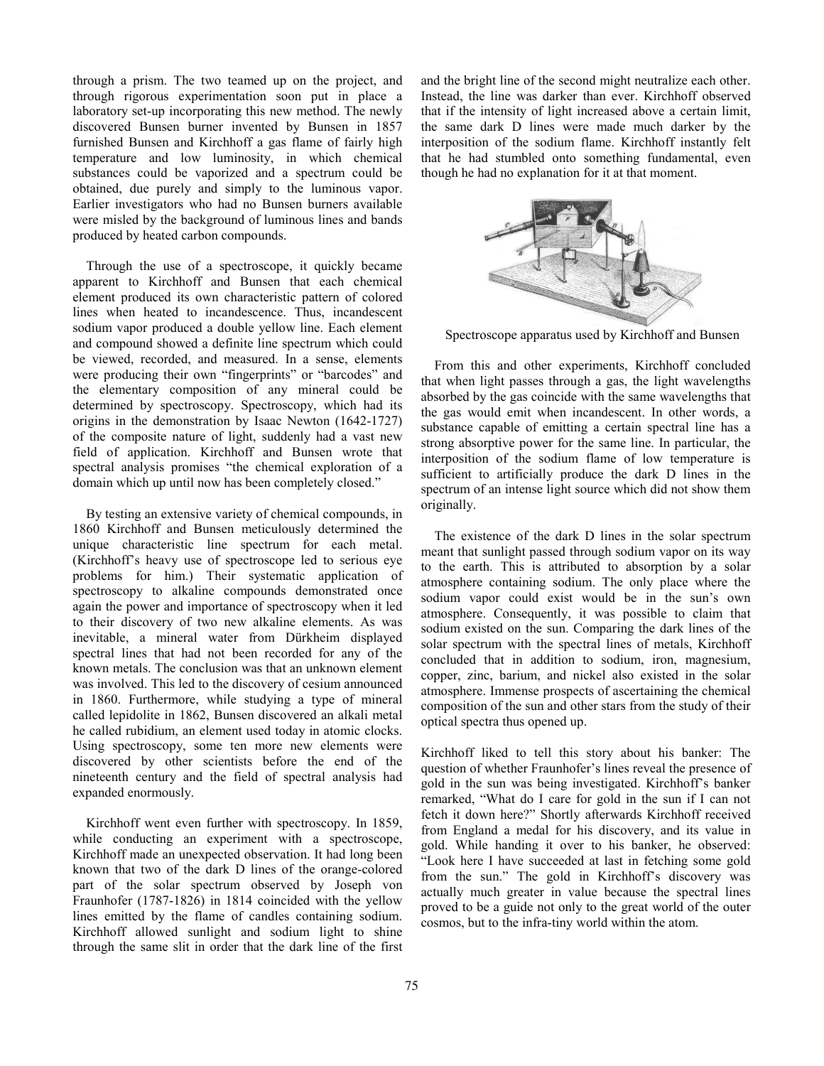through a prism. The two teamed up on the project, and through rigorous experimentation soon put in place a laboratory set-up incorporating this new method. The newly discovered Bunsen burner invented by Bunsen in 1857 furnished Bunsen and Kirchhoff a gas flame of fairly high temperature and low luminosity, in which chemical substances could be vaporized and a spectrum could be obtained, due purely and simply to the luminous vapor. Earlier investigators who had no Bunsen burners available were misled by the background of luminous lines and bands produced by heated carbon compounds.

Through the use of a spectroscope, it quickly became apparent to Kirchhoff and Bunsen that each chemical element produced its own characteristic pattern of colored lines when heated to incandescence. Thus, incandescent sodium vapor produced a double yellow line. Each element and compound showed a definite line spectrum which could be viewed, recorded, and measured. In a sense, elements were producing their own "fingerprints" or "barcodes" and the elementary composition of any mineral could be determined by spectroscopy. Spectroscopy, which had its origins in the demonstration by Isaac Newton (1642-1727) of the composite nature of light, suddenly had a vast new field of application. Kirchhoff and Bunsen wrote that spectral analysis promises "the chemical exploration of a domain which up until now has been completely closed."

By testing an extensive variety of chemical compounds, in 1860 Kirchhoff and Bunsen meticulously determined the unique characteristic line spectrum for each metal. (Kirchhoff's heavy use of spectroscope led to serious eye problems for him.) Their systematic application of spectroscopy to alkaline compounds demonstrated once again the power and importance of spectroscopy when it led to their discovery of two new alkaline elements. As was inevitable, a mineral water from Dürkheim displayed spectral lines that had not been recorded for any of the known metals. The conclusion was that an unknown element was involved. This led to the discovery of cesium announced in 1860. Furthermore, while studying a type of mineral called lepidolite in 1862, Bunsen discovered an alkali metal he called rubidium, an element used today in atomic clocks. Using spectroscopy, some ten more new elements were discovered by other scientists before the end of the nineteenth century and the field of spectral analysis had expanded enormously.

Kirchhoff went even further with spectroscopy. In 1859, while conducting an experiment with a spectroscope, Kirchhoff made an unexpected observation. It had long been known that two of the dark D lines of the orange-colored part of the solar spectrum observed by Joseph von Fraunhofer (1787-1826) in 1814 coincided with the yellow lines emitted by the flame of candles containing sodium. Kirchhoff allowed sunlight and sodium light to shine through the same slit in order that the dark line of the first and the bright line of the second might neutralize each other. Instead, the line was darker than ever. Kirchhoff observed that if the intensity of light increased above a certain limit, the same dark D lines were made much darker by the interposition of the sodium flame. Kirchhoff instantly felt that he had stumbled onto something fundamental, even though he had no explanation for it at that moment.

Spectroscope apparatus used by Kirchhoff and Bunsen

From this and other experiments, Kirchhoff concluded that when light passes through a gas, the light wavelengths absorbed by the gas coincide with the same wavelengths that the gas would emit when incandescent. In other words, a substance capable of emitting a certain spectral line has a strong absorptive power for the same line. In particular, the interposition of the sodium flame of low temperature is sufficient to artificially produce the dark D lines in the spectrum of an intense light source which did not show them originally.

The existence of the dark D lines in the solar spectrum meant that sunlight passed through sodium vapor on its way to the earth. This is attributed to absorption by a solar atmosphere containing sodium. The only place where the sodium vapor could exist would be in the sun's own atmosphere. Consequently, it was possible to claim that sodium existed on the sun. Comparing the dark lines of the solar spectrum with the spectral lines of metals, Kirchhoff concluded that in addition to sodium, iron, magnesium, copper, zinc, barium, and nickel also existed in the solar atmosphere. Immense prospects of ascertaining the chemical composition of the sun and other stars from the study of their optical spectra thus opened up.

Kirchhoff liked to tell this story about his banker: The question of whether Fraunhofer's lines reveal the presence of gold in the sun was being investigated. Kirchhoff's banker remarked, "What do I care for gold in the sun if I can not fetch it down here?" Shortly afterwards Kirchhoff received from England a medal for his discovery, and its value in gold. While handing it over to his banker, he observed: "Look here I have succeeded at last in fetching some gold from the sun." The gold in Kirchhoff's discovery was actually much greater in value because the spectral lines proved to be a guide not only to the great world of the outer cosmos, but to the infra-tiny world within the atom.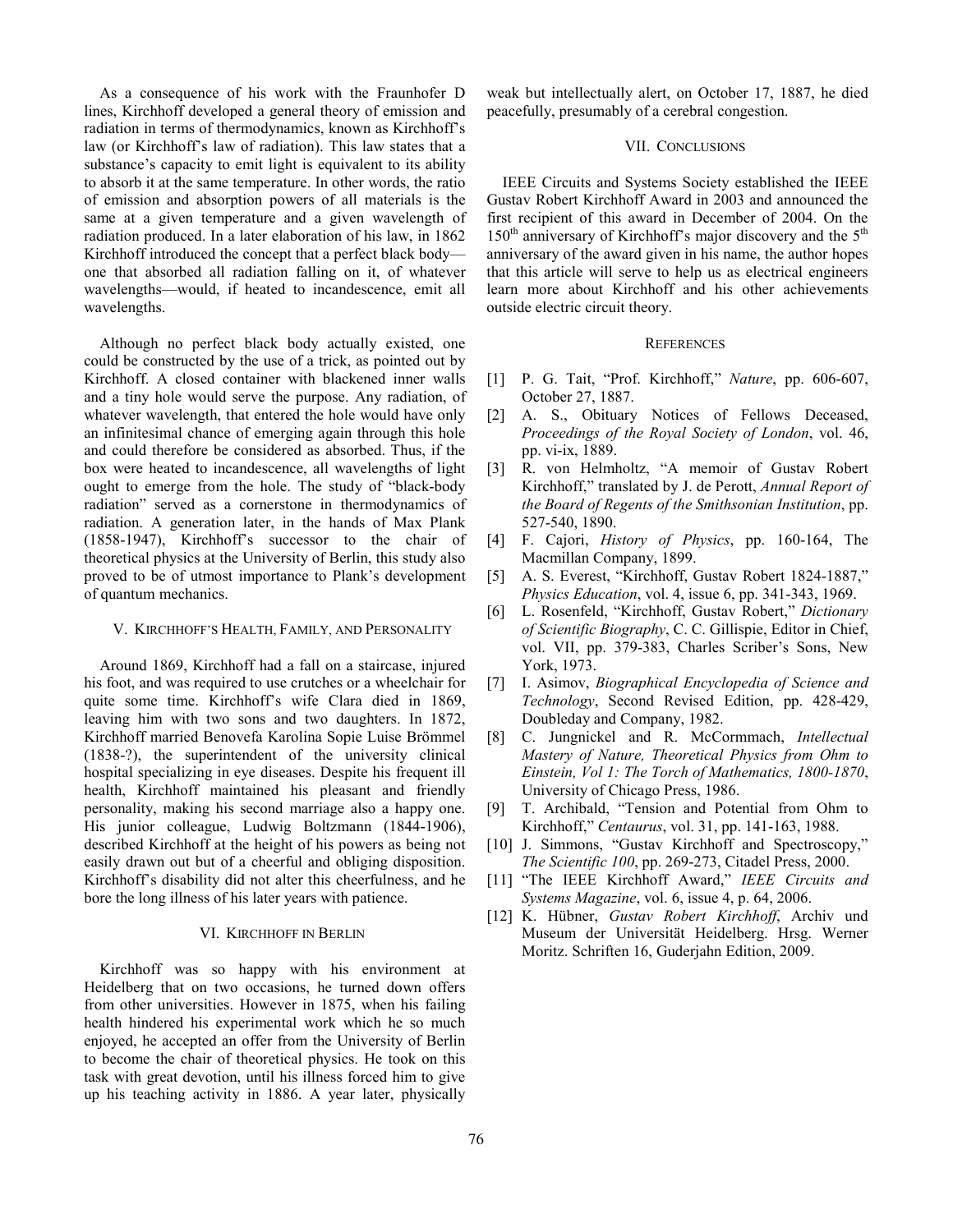As a consequence of his work with the Fraunhofer D lines, Kirchhoff developed a general theory of emission and radiation in terms of thermodynamics, known as Kirchhoff's law (or Kirchhoff's law of radiation). This law states that a substance's capacity to emit light is equivalent to its ability to absorb it at the same temperature. In other words, the ratio of emission and absorption powers of all materials is the same at a given temperature and a given wavelength of radiation produced. In a later elaboration of his law, in 1862 Kirchhoff introduced the concept that a perfect black body—one that absorbed all radiation falling on it, of whatever wavelengths—would, if heated to incandescence, emit all wavelengths.

Although no perfect black body actually existed, one could be constructed by the use of a trick, as pointed out by Kirchhoff. A closed container with blackened inner walls and a tiny hole would serve the purpose. Any radiation, of whatever wavelength, that entered the hole would have only an infinitesimal chance of emerging again through this hole and could therefore be considered as absorbed. Thus, if the box were heated to incandescence, all wavelengths of light ought to emerge from the hole. The study of "black-body radiation" served as a cornerstone in thermodynamics of radiation. A generation later, in the hands of Max Plank (1858-1947), Kirchhoff's successor to the chair of theoretical physics at the University of Berlin, this study also proved to be of utmost importance to Plank's development of quantum mechanics.

## V. Kirchhoff's Health, Family, and Personality

Around 1869, Kirchhoff had a fall on a staircase, injured his foot, and was required to use crutches or a wheelchair for quite some time. Kirchhoff's wife Clara died in 1869, leaving him with two sons and two daughters. In 1872, Kirchhoff married Benovefa Karolina Sopie Luise Brömmel (1838-?), the superintendent of the university clinical hospital specializing in eye diseases. Despite his frequent ill health, Kirchhoff maintained his pleasant and friendly personality, making his second marriage also a happy one. His junior colleague, Ludwig Boltzmann (1844-1906), described Kirchhoff at the height of his powers as being not easily drawn out but of a cheerful and obliging disposition. Kirchhoff's disability did not alter this cheerfulness, and he bore the long illness of his later years with patience.

## VI. Kirchhoff in Berlin

Kirchhoff was so happy with his environment at Heidelberg that on two occasions, he turned down offers from other universities. However in 1875, when his failing health hindered his experimental work which he so much enjoyed, he accepted an offer from the University of Berlin to become the chair of theoretical physics. He took on this task with great devotion, until his illness forced him to give up his teaching activity in 1886. A year later, physically weak but intellectually alert, on October 17, 1887, he died peacefully, presumably of a cerebral congestion.

## VII. Conclusions

IEEE Circuits and Systems Society established the IEEE Gustav Robert Kirchhoff Award in 2003 and announced the first recipient of this award in December of 2004. On the 150th anniversary of Kirchhoff's major discovery and the 5th anniversary of the award given in his name, the author hopes that this article will serve to help us as electrical engineers learn more about Kirchhoff and his other achievements outside electric circuit theory.

## References

[1] P. G. Tait, "Prof. Kirchhoff," *Nature*, pp. 606-607, October 27, 1887.

[2] A. S., Obituary Notices of Fellows Deceased, *Proceedings of the Royal Society of London*, vol. 46, pp. vi-ix, 1889.

[3] R. von Helmholtz, "A memoir of Gustav Robert Kirchhoff," translated by J. de Perott, *Annual Report of the Board of Regents of the Smithsonian Institution*, pp. 527-540, 1890.

[4] F. Cajori, *History of Physics*, pp. 160-164, The Macmillan Company, 1899.

[5] A. S. Everest, "Kirchhoff, Gustav Robert 1824-1887," *Physics Education*, vol. 4, issue 6, pp. 341-343, 1969.

[6] L. Rosenfeld, "Kirchhoff, Gustav Robert," *Dictionary of Scientific Biography*, C. C. Gillispie, Editor in Chief, vol. VII, pp. 379-383, Charles Scriber's Sons, New York, 1973.

[7] I. Asimov, *Biographical Encyclopedia of Science and Technology*, Second Revised Edition, pp. 428-429, Doubleday and Company, 1982.

[8] C. Jungnickel and R. McCormmach, *Intellectual Mastery of Nature, Theoretical Physics from Ohm to Einstein, Vol 1: The Torch of Mathematics, 1800-1870*, University of Chicago Press, 1986.

[9] T. Archibald, "Tension and Potential from Ohm to Kirchhoff," *Centaurus*, vol. 31, pp. 141-163, 1988.

[10] J. Simmons, "Gustav Kirchhoff and Spectroscopy," *The Scientific 100*, pp. 269-273, Citadel Press, 2000.

[11] "The IEEE Kirchhoff Award," *IEEE Circuits and Systems Magazine*, vol. 6, issue 4, p. 64, 2006.

[12] K. Hübner, *Gustav Robert Kirchhoff*, Archiv und Museum der Universität Heidelberg. Hrsg. Werner Moritz. Schriften 16, Guderjahn Edition, 2009.